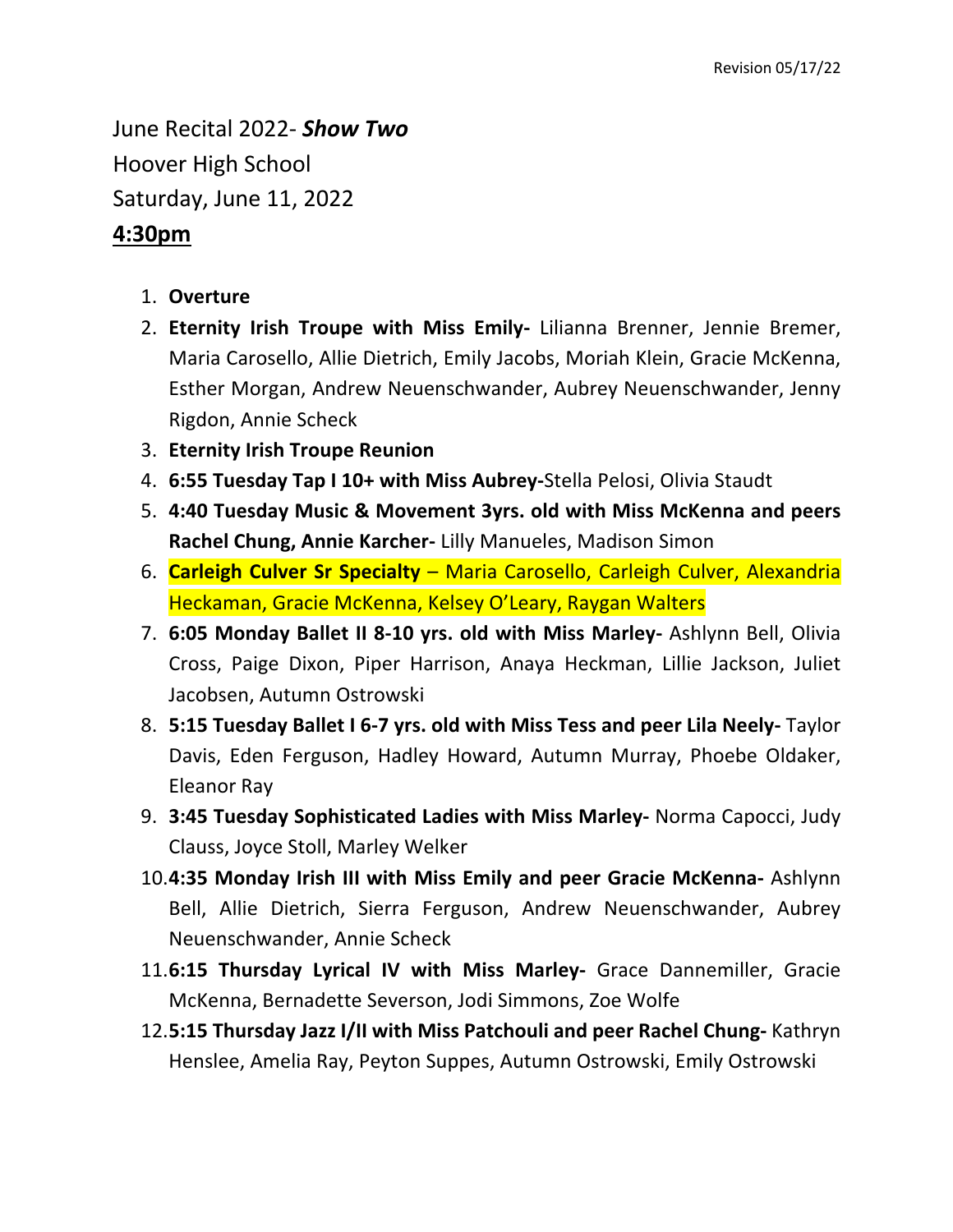Revision 05/17/22

June Recital 2022- ***Show Two***

Hoover High School

Saturday, June 11, 2022

**4:30pm**

1. **Overture**
2. **Eternity Irish Troupe with Miss Emily-** Lilianna Brenner, Jennie Bremer, Maria Carosello, Allie Dietrich, Emily Jacobs, Moriah Klein, Gracie McKenna, Esther Morgan, Andrew Neuenschwander, Aubrey Neuenschwander, Jenny Rigdon, Annie Scheck
3. **Eternity Irish Troupe Reunion**
4. **6:55 Tuesday Tap I 10+ with Miss Aubrey-**Stella Pelosi, Olivia Staudt
5. **4:40 Tuesday Music & Movement 3yrs. old with Miss McKenna and peers Rachel Chung, Annie Karcher-** Lilly Manueles, Madison Simon
6. **Carleigh Culver Sr Specialty** – Maria Carosello, Carleigh Culver, Alexandria Heckaman, Gracie McKenna, Kelsey O'Leary, Raygan Walters
7. **6:05 Monday Ballet II 8-10 yrs. old with Miss Marley-** Ashlynn Bell, Olivia Cross, Paige Dixon, Piper Harrison, Anaya Heckman, Lillie Jackson, Juliet Jacobsen, Autumn Ostrowski
8. **5:15 Tuesday Ballet I 6-7 yrs. old with Miss Tess and peer Lila Neely-** Taylor Davis, Eden Ferguson, Hadley Howard, Autumn Murray, Phoebe Oldaker, Eleanor Ray
9. **3:45 Tuesday Sophisticated Ladies with Miss Marley-** Norma Capocci, Judy Clauss, Joyce Stoll, Marley Welker
10. **4:35 Monday Irish III with Miss Emily and peer Gracie McKenna-** Ashlynn Bell, Allie Dietrich, Sierra Ferguson, Andrew Neuenschwander, Aubrey Neuenschwander, Annie Scheck
11. **6:15 Thursday Lyrical IV with Miss Marley-** Grace Dannemiller, Gracie McKenna, Bernadette Severson, Jodi Simmons, Zoe Wolfe
12. **5:15 Thursday Jazz I/II with Miss Patchouli and peer Rachel Chung-** Kathryn Henslee, Amelia Ray, Peyton Suppes, Autumn Ostrowski, Emily Ostrowski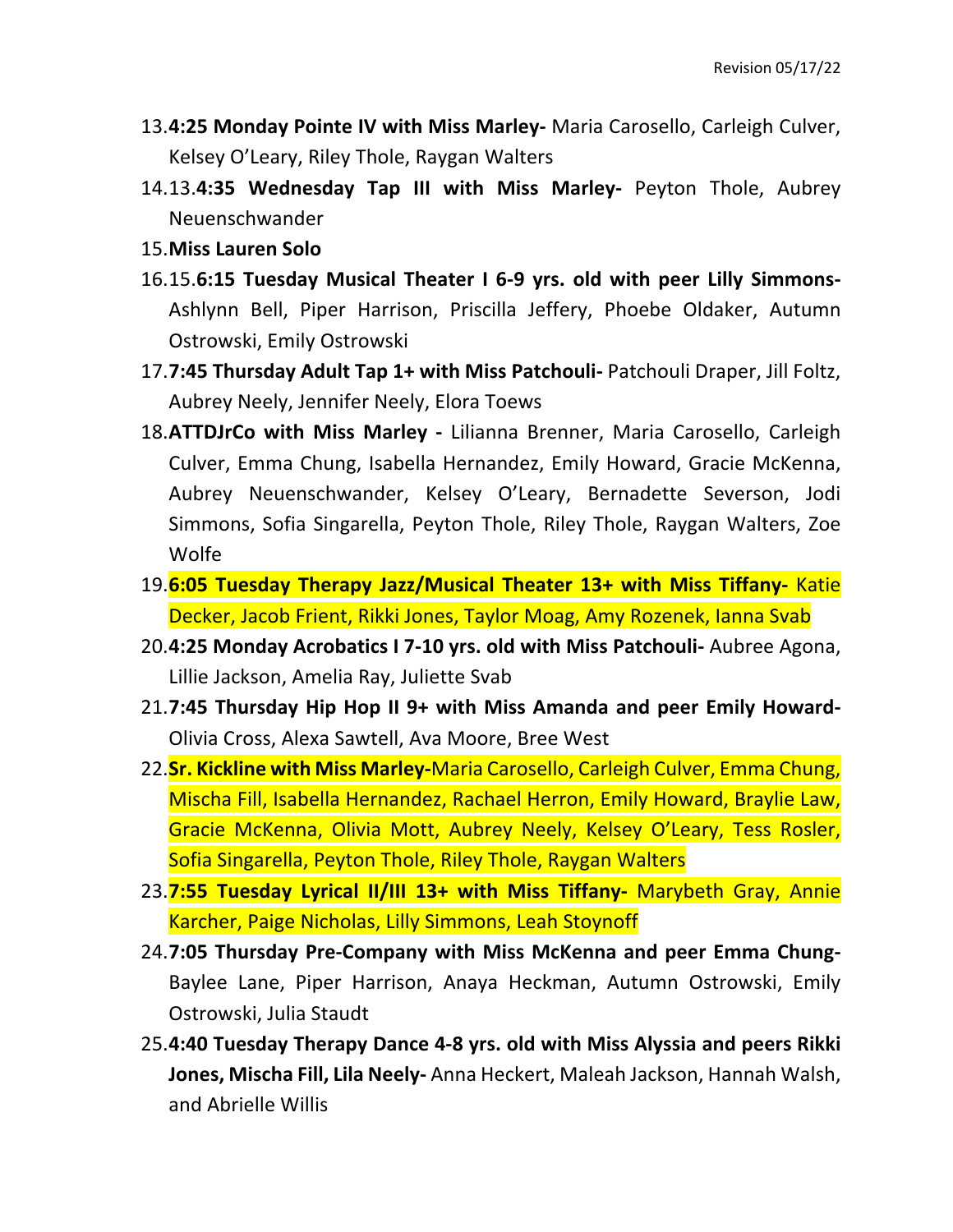13. **4:25 Monday Pointe IV with Miss Marley-** Maria Carosello, Carleigh Culver, Kelsey O'Leary, Riley Thole, Raygan Walters
14. 13.**4:35 Wednesday Tap III with Miss Marley-** Peyton Thole, Aubrey Neuenschwander
15. **Miss Lauren Solo**
16. 15.**6:15 Tuesday Musical Theater I 6-9 yrs. old with peer Lilly Simmons-** Ashlynn Bell, Piper Harrison, Priscilla Jeffery, Phoebe Oldaker, Autumn Ostrowski, Emily Ostrowski
17. **7:45 Thursday Adult Tap 1+ with Miss Patchouli-** Patchouli Draper, Jill Foltz, Aubrey Neely, Jennifer Neely, Elora Toews
18. **ATTDJrCo with Miss Marley -** Lilianna Brenner, Maria Carosello, Carleigh Culver, Emma Chung, Isabella Hernandez, Emily Howard, Gracie McKenna, Aubrey Neuenschwander, Kelsey O'Leary, Bernadette Severson, Jodi Simmons, Sofia Singarella, Peyton Thole, Riley Thole, Raygan Walters, Zoe Wolfe
19. **6:05 Tuesday Therapy Jazz/Musical Theater 13+ with Miss Tiffany-** Katie Decker, Jacob Frient, Rikki Jones, Taylor Moag, Amy Rozenek, Ianna Svab
20. **4:25 Monday Acrobatics I 7-10 yrs. old with Miss Patchouli-** Aubree Agona, Lillie Jackson, Amelia Ray, Juliette Svab
21. **7:45 Thursday Hip Hop II 9+ with Miss Amanda and peer Emily Howard-** Olivia Cross, Alexa Sawtell, Ava Moore, Bree West
22. **Sr. Kickline with Miss Marley-**Maria Carosello, Carleigh Culver, Emma Chung, Mischa Fill, Isabella Hernandez, Rachael Herron, Emily Howard, Braylie Law, Gracie McKenna, Olivia Mott, Aubrey Neely, Kelsey O'Leary, Tess Rosler, Sofia Singarella, Peyton Thole, Riley Thole, Raygan Walters
23. **7:55 Tuesday Lyrical II/III 13+ with Miss Tiffany-** Marybeth Gray, Annie Karcher, Paige Nicholas, Lilly Simmons, Leah Stoynoff
24. **7:05 Thursday Pre-Company with Miss McKenna and peer Emma Chung-** Baylee Lane, Piper Harrison, Anaya Heckman, Autumn Ostrowski, Emily Ostrowski, Julia Staudt
25. **4:40 Tuesday Therapy Dance 4-8 yrs. old with Miss Alyssia and peers Rikki Jones, Mischa Fill, Lila Neely-** Anna Heckert, Maleah Jackson, Hannah Walsh, and Abrielle Willis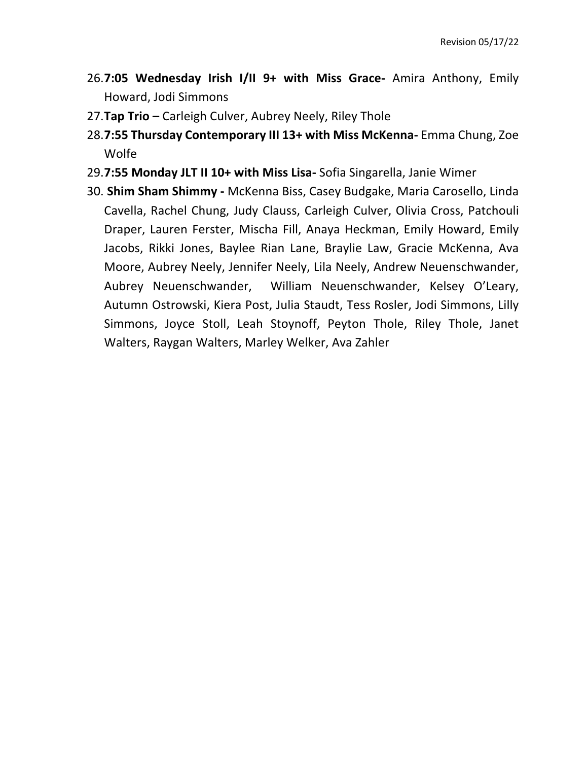Revision 05/17/22

26. **7:05 Wednesday Irish I/II 9+ with Miss Grace-** Amira Anthony, Emily Howard, Jodi Simmons
27. **Tap Trio –** Carleigh Culver, Aubrey Neely, Riley Thole
28. **7:55 Thursday Contemporary III 13+ with Miss McKenna-** Emma Chung, Zoe Wolfe
29. **7:55 Monday JLT II 10+ with Miss Lisa-** Sofia Singarella, Janie Wimer
30. **Shim Sham Shimmy -** McKenna Biss, Casey Budgake, Maria Carosello, Linda Cavella, Rachel Chung, Judy Clauss, Carleigh Culver, Olivia Cross, Patchouli Draper, Lauren Ferster, Mischa Fill, Anaya Heckman, Emily Howard, Emily Jacobs, Rikki Jones, Baylee Rian Lane, Braylie Law, Gracie McKenna, Ava Moore, Aubrey Neely, Jennifer Neely, Lila Neely, Andrew Neuenschwander, Aubrey Neuenschwander, William Neuenschwander, Kelsey O'Leary, Autumn Ostrowski, Kiera Post, Julia Staudt, Tess Rosler, Jodi Simmons, Lilly Simmons, Joyce Stoll, Leah Stoynoff, Peyton Thole, Riley Thole, Janet Walters, Raygan Walters, Marley Welker, Ava Zahler